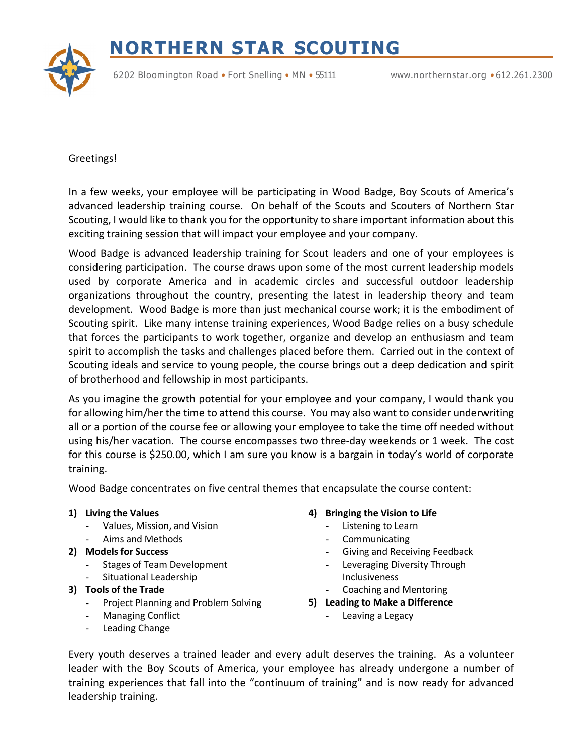# NORTHERN STAR SCOUTING

6202 Bloomington Road • Fort Snelling • MN • 55111 www.northernstar.org • 612.261.2300

Greetings!

In a few weeks, your employee will be participating in Wood Badge, Boy Scouts of America's advanced leadership training course. On behalf of the Scouts and Scouters of Northern Star Scouting, I would like to thank you for the opportunity to share important information about this exciting training session that will impact your employee and your company.

Wood Badge is advanced leadership training for Scout leaders and one of your employees is considering participation. The course draws upon some of the most current leadership models used by corporate America and in academic circles and successful outdoor leadership organizations throughout the country, presenting the latest in leadership theory and team development. Wood Badge is more than just mechanical course work; it is the embodiment of Scouting spirit. Like many intense training experiences, Wood Badge relies on a busy schedule that forces the participants to work together, organize and develop an enthusiasm and team spirit to accomplish the tasks and challenges placed before them. Carried out in the context of Scouting ideals and service to young people, the course brings out a deep dedication and spirit of brotherhood and fellowship in most participants.

As you imagine the growth potential for your employee and your company, I would thank you for allowing him/her the time to attend this course. You may also want to consider underwriting all or a portion of the course fee or allowing your employee to take the time off needed without using his/her vacation. The course encompasses two three-day weekends or 1 week. The cost for this course is $250.00, which I am sure you know is a bargain in today's world of corporate training.

Wood Badge concentrates on five central themes that encapsulate the course content:

1) **Living the Values**
   - Values, Mission, and Vision
   - Aims and Methods
2) **Models for Success**
   - Stages of Team Development
   - Situational Leadership
3) **Tools of the Trade**
   - Project Planning and Problem Solving
   - Managing Conflict
   - Leading Change
4) **Bringing the Vision to Life**
   - Listening to Learn
   - Communicating
   - Giving and Receiving Feedback
   - Leveraging Diversity Through Inclusiveness
   - Coaching and Mentoring
5) **Leading to Make a Difference**
   - Leaving a Legacy

Every youth deserves a trained leader and every adult deserves the training. As a volunteer leader with the Boy Scouts of America, your employee has already undergone a number of training experiences that fall into the "continuum of training" and is now ready for advanced leadership training.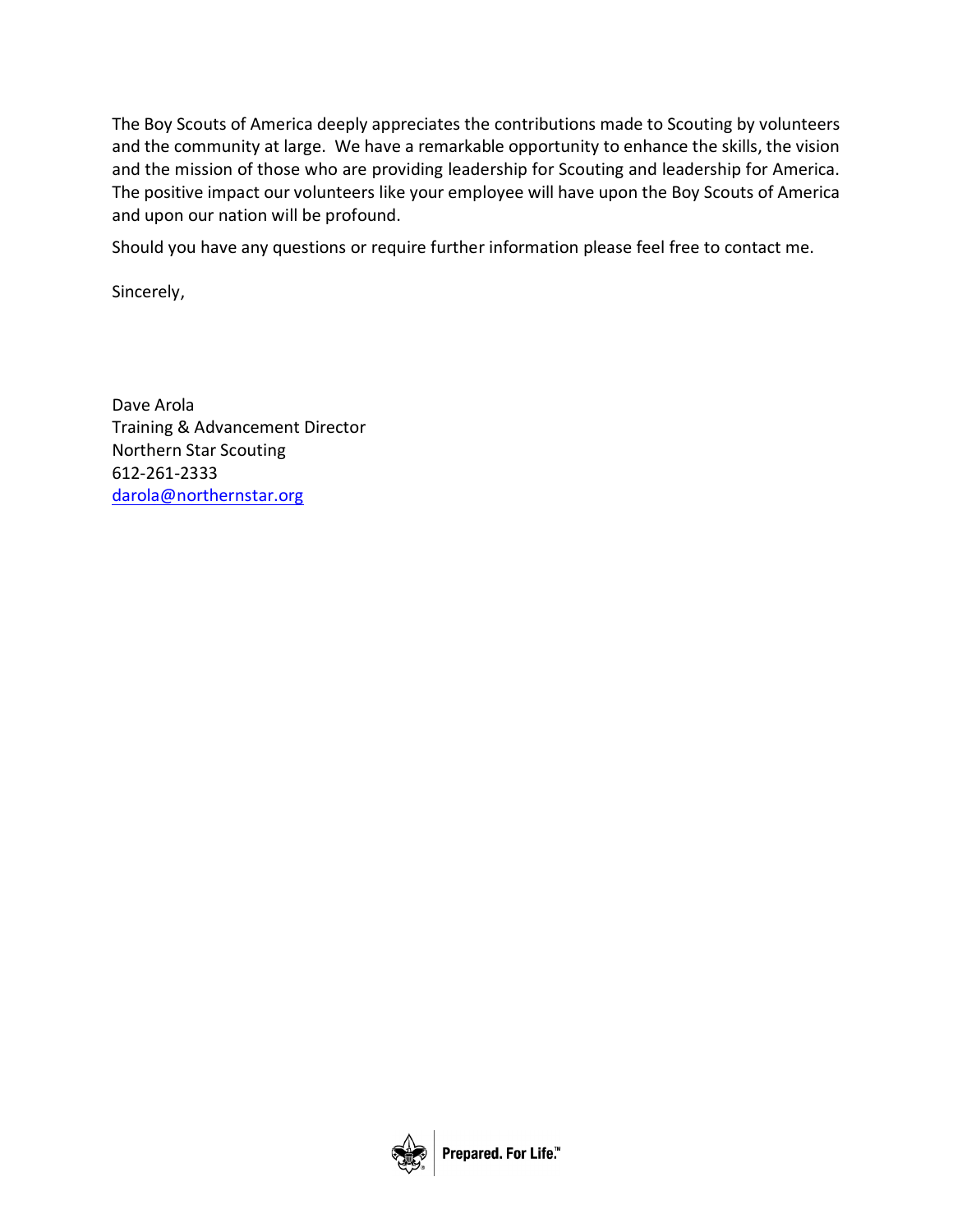The Boy Scouts of America deeply appreciates the contributions made to Scouting by volunteers and the community at large. We have a remarkable opportunity to enhance the skills, the vision and the mission of those who are providing leadership for Scouting and leadership for America. The positive impact our volunteers like your employee will have upon the Boy Scouts of America and upon our nation will be profound.

Should you have any questions or require further information please feel free to contact me.

Sincerely,

Dave Arola
Training & Advancement Director
Northern Star Scouting
612-261-2333
darola@northernstar.org

Prepared. For Life.™